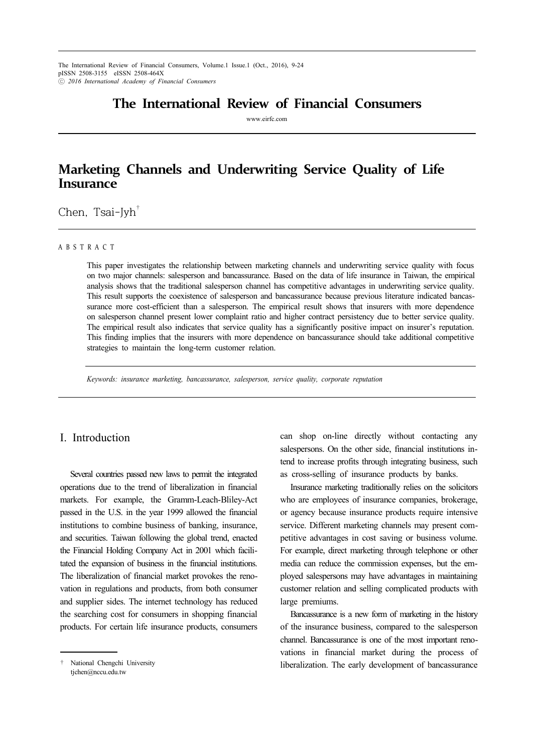# Marketing Channels and Underwriting Service Quality of Life Insurance

Chen, Tsai-Jyh[†]

ABSTRACT

This paper investigates the relationship between marketing channels and underwriting service quality with focus on two major channels: salesperson and bancassurance. Based on the data of life insurance in Taiwan, the empirical analysis shows that the traditional salesperson channel has competitive advantages in underwriting service quality. This result supports the coexistence of salesperson and bancassurance because previous literature indicated bancassurance more cost-efficient than a salesperson. The empirical result shows that insurers with more dependence on salesperson channel present lower complaint ratio and higher contract persistency due to better service quality. The empirical result also indicates that service quality has a significantly positive impact on insurer's reputation. This finding implies that the insurers with more dependence on bancassurance should take additional competitive strategies to maintain the long-term customer relation.

*Keywords: insurance marketing, bancassurance, salesperson, service quality, corporate reputation*

## I. Introduction

Several countries passed new laws to permit the integrated operations due to the trend of liberalization in financial markets. For example, the Gramm-Leach-Bliley-Act passed in the U.S. in the year 1999 allowed the financial institutions to combine business of banking, insurance, and securities. Taiwan following the global trend, enacted the Financial Holding Company Act in 2001 which facilitated the expansion of business in the financial institutions. The liberalization of financial market provokes the renovation in regulations and products, from both consumer and supplier sides. The internet technology has reduced the searching cost for consumers in shopping financial products. For certain life insurance products, consumers can shop on-line directly without contacting any salespersons. On the other side, financial institutions intend to increase profits through integrating business, such as cross-selling of insurance products by banks.

Insurance marketing traditionally relies on the solicitors who are employees of insurance companies, brokerage, or agency because insurance products require intensive service. Different marketing channels may present competitive advantages in cost saving or business volume. For example, direct marketing through telephone or other media can reduce the commission expenses, but the employed salespersons may have advantages in maintaining customer relation and selling complicated products with large premiums.

Bancassurance is a new form of marketing in the history of the insurance business, compared to the salesperson channel. Bancassurance is one of the most important renovations in financial market during the process of liberalization. The early development of bancassurance

† National Chengchi University
tjchen@nccu.edu.tw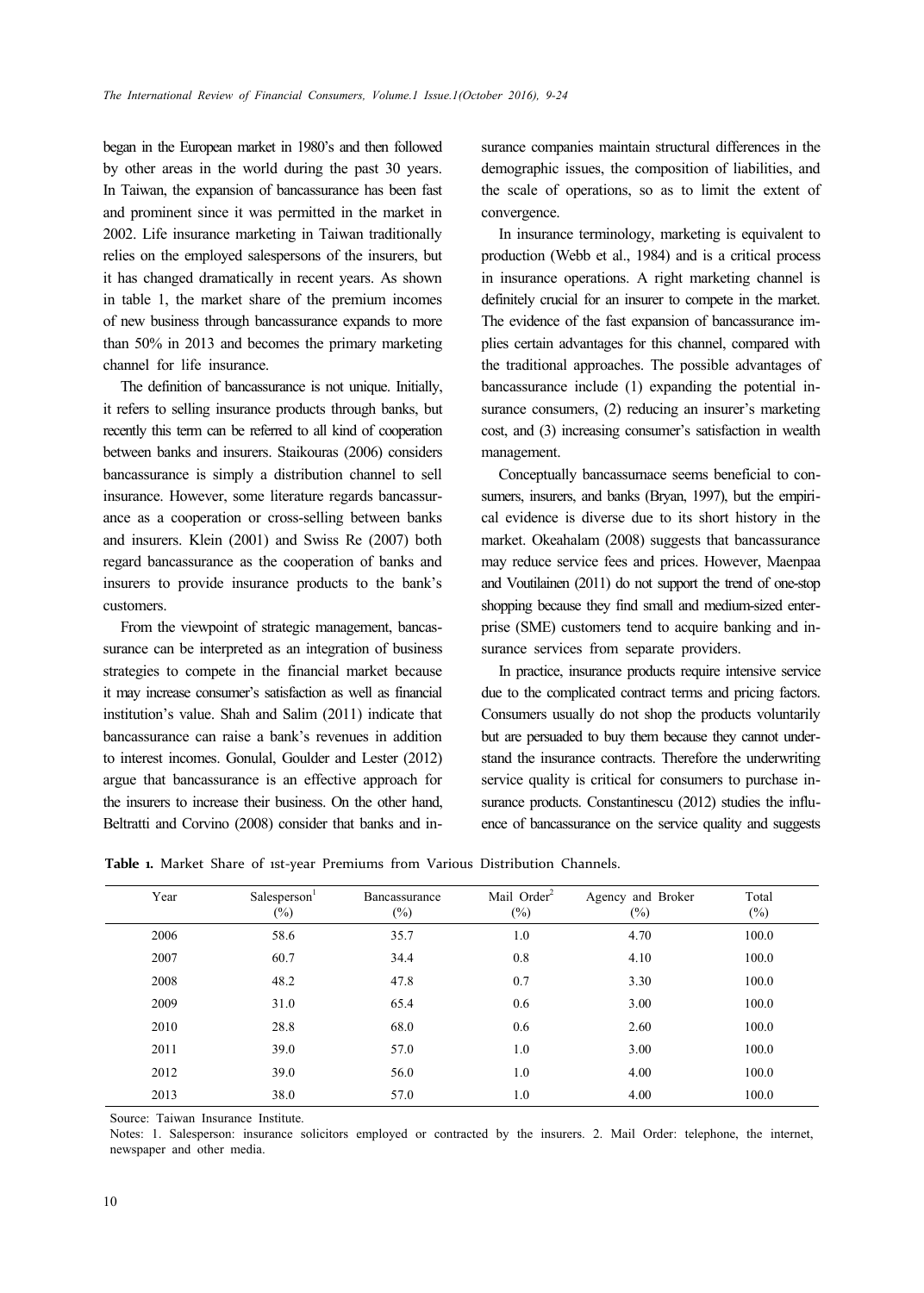began in the European market in 1980's and then followed by other areas in the world during the past 30 years. In Taiwan, the expansion of bancassurance has been fast and prominent since it was permitted in the market in 2002. Life insurance marketing in Taiwan traditionally relies on the employed salespersons of the insurers, but it has changed dramatically in recent years. As shown in table 1, the market share of the premium incomes of new business through bancassurance expands to more than 50% in 2013 and becomes the primary marketing channel for life insurance.

The definition of bancassurance is not unique. Initially, it refers to selling insurance products through banks, but recently this term can be referred to all kind of cooperation between banks and insurers. Staikouras (2006) considers bancassurance is simply a distribution channel to sell insurance. However, some literature regards bancassurance as a cooperation or cross-selling between banks and insurers. Klein (2001) and Swiss Re (2007) both regard bancassurance as the cooperation of banks and insurers to provide insurance products to the bank's customers.

From the viewpoint of strategic management, bancassurance can be interpreted as an integration of business strategies to compete in the financial market because it may increase consumer's satisfaction as well as financial institution's value. Shah and Salim (2011) indicate that bancassurance can raise a bank's revenues in addition to interest incomes. Gonulal, Goulder and Lester (2012) argue that bancassurance is an effective approach for the insurers to increase their business. On the other hand, Beltratti and Corvino (2008) consider that banks and insurance companies maintain structural differences in the demographic issues, the composition of liabilities, and the scale of operations, so as to limit the extent of convergence.

In insurance terminology, marketing is equivalent to production (Webb et al., 1984) and is a critical process in insurance operations. A right marketing channel is definitely crucial for an insurer to compete in the market. The evidence of the fast expansion of bancassurance implies certain advantages for this channel, compared with the traditional approaches. The possible advantages of bancassurance include (1) expanding the potential insurance consumers, (2) reducing an insurer's marketing cost, and (3) increasing consumer's satisfaction in wealth management.

Conceptually bancassurnace seems beneficial to consumers, insurers, and banks (Bryan, 1997), but the empirical evidence is diverse due to its short history in the market. Okeahalam (2008) suggests that bancassurance may reduce service fees and prices. However, Maenpaa and Voutilainen (2011) do not support the trend of one-stop shopping because they find small and medium-sized enterprise (SME) customers tend to acquire banking and insurance services from separate providers.

In practice, insurance products require intensive service due to the complicated contract terms and pricing factors. Consumers usually do not shop the products voluntarily but are persuaded to buy them because they cannot understand the insurance contracts. Therefore the underwriting service quality is critical for consumers to purchase insurance products. Constantinescu (2012) studies the influence of bancassurance on the service quality and suggests

**Table 1.** Market Share of 1st-year Premiums from Various Distribution Channels.

| Year | Salesperson[1] (%) | Bancassurance (%) | Mail Order[2] (%) | Agency and Broker (%) | Total (%) |
|---|---|---|---|---|---|
| 2006 | 58.6 | 35.7 | 1.0 | 4.70 | 100.0 |
| 2007 | 60.7 | 34.4 | 0.8 | 4.10 | 100.0 |
| 2008 | 48.2 | 47.8 | 0.7 | 3.30 | 100.0 |
| 2009 | 31.0 | 65.4 | 0.6 | 3.00 | 100.0 |
| 2010 | 28.8 | 68.0 | 0.6 | 2.60 | 100.0 |
| 2011 | 39.0 | 57.0 | 1.0 | 3.00 | 100.0 |
| 2012 | 39.0 | 56.0 | 1.0 | 4.00 | 100.0 |
| 2013 | 38.0 | 57.0 | 1.0 | 4.00 | 100.0 |

Source: Taiwan Insurance Institute.

Notes: 1. Salesperson: insurance solicitors employed or contracted by the insurers. 2. Mail Order: telephone, the internet, newspaper and other media.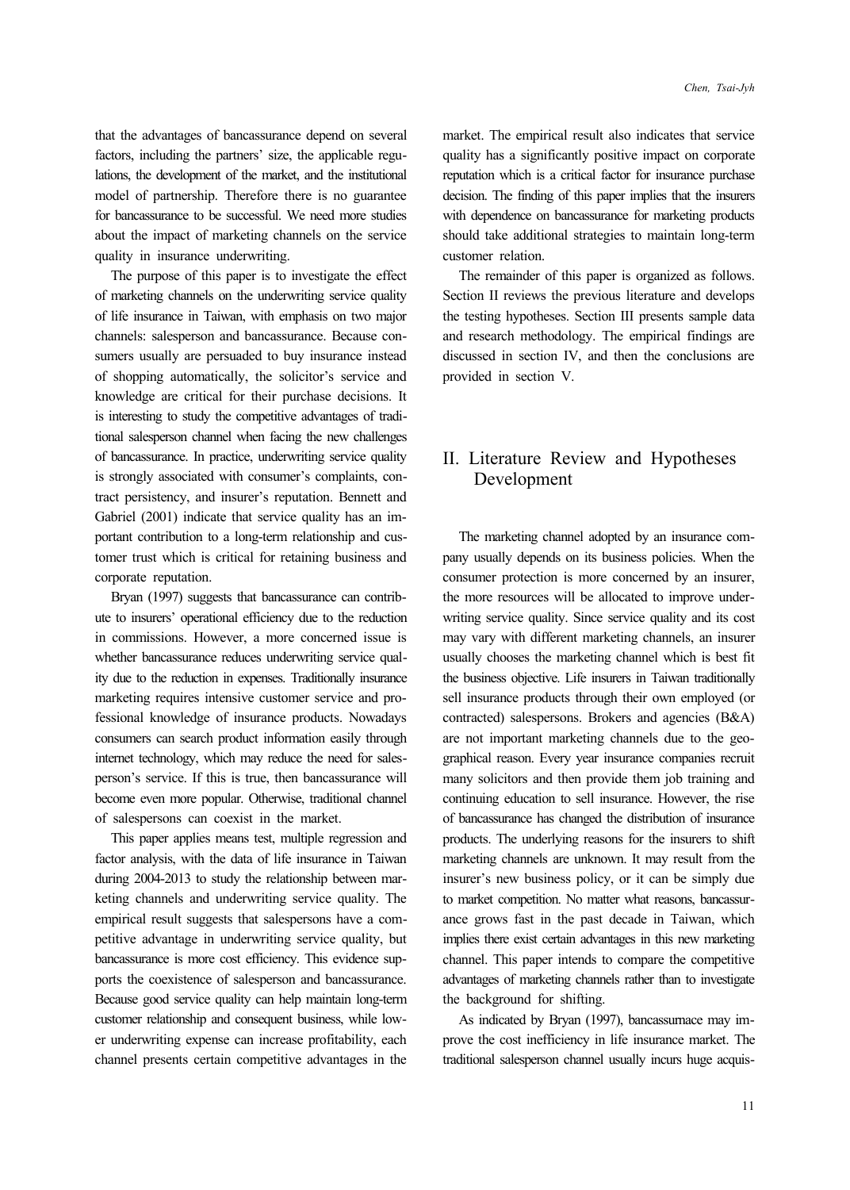that the advantages of bancassurance depend on several factors, including the partners' size, the applicable regulations, the development of the market, and the institutional model of partnership. Therefore there is no guarantee for bancassurance to be successful. We need more studies about the impact of marketing channels on the service quality in insurance underwriting.

The purpose of this paper is to investigate the effect of marketing channels on the underwriting service quality of life insurance in Taiwan, with emphasis on two major channels: salesperson and bancassurance. Because consumers usually are persuaded to buy insurance instead of shopping automatically, the solicitor's service and knowledge are critical for their purchase decisions. It is interesting to study the competitive advantages of traditional salesperson channel when facing the new challenges of bancassurance. In practice, underwriting service quality is strongly associated with consumer's complaints, contract persistency, and insurer's reputation. Bennett and Gabriel (2001) indicate that service quality has an important contribution to a long-term relationship and customer trust which is critical for retaining business and corporate reputation.

Bryan (1997) suggests that bancassurance can contribute to insurers' operational efficiency due to the reduction in commissions. However, a more concerned issue is whether bancassurance reduces underwriting service quality due to the reduction in expenses. Traditionally insurance marketing requires intensive customer service and professional knowledge of insurance products. Nowadays consumers can search product information easily through internet technology, which may reduce the need for salesperson's service. If this is true, then bancassurance will become even more popular. Otherwise, traditional channel of salespersons can coexist in the market.

This paper applies means test, multiple regression and factor analysis, with the data of life insurance in Taiwan during 2004-2013 to study the relationship between marketing channels and underwriting service quality. The empirical result suggests that salespersons have a competitive advantage in underwriting service quality, but bancassurance is more cost efficiency. This evidence supports the coexistence of salesperson and bancassurance. Because good service quality can help maintain long-term customer relationship and consequent business, while lower underwriting expense can increase profitability, each channel presents certain competitive advantages in the market. The empirical result also indicates that service quality has a significantly positive impact on corporate reputation which is a critical factor for insurance purchase decision. The finding of this paper implies that the insurers with dependence on bancassurance for marketing products should take additional strategies to maintain long-term customer relation.

The remainder of this paper is organized as follows. Section II reviews the previous literature and develops the testing hypotheses. Section III presents sample data and research methodology. The empirical findings are discussed in section IV, and then the conclusions are provided in section V.

## II. Literature Review and Hypotheses Development

The marketing channel adopted by an insurance company usually depends on its business policies. When the consumer protection is more concerned by an insurer, the more resources will be allocated to improve underwriting service quality. Since service quality and its cost may vary with different marketing channels, an insurer usually chooses the marketing channel which is best fit the business objective. Life insurers in Taiwan traditionally sell insurance products through their own employed (or contracted) salespersons. Brokers and agencies (B&A) are not important marketing channels due to the geographical reason. Every year insurance companies recruit many solicitors and then provide them job training and continuing education to sell insurance. However, the rise of bancassurance has changed the distribution of insurance products. The underlying reasons for the insurers to shift marketing channels are unknown. It may result from the insurer's new business policy, or it can be simply due to market competition. No matter what reasons, bancassurance grows fast in the past decade in Taiwan, which implies there exist certain advantages in this new marketing channel. This paper intends to compare the competitive advantages of marketing channels rather than to investigate the background for shifting.

As indicated by Bryan (1997), bancassurnace may improve the cost inefficiency in life insurance market. The traditional salesperson channel usually incurs huge acquis-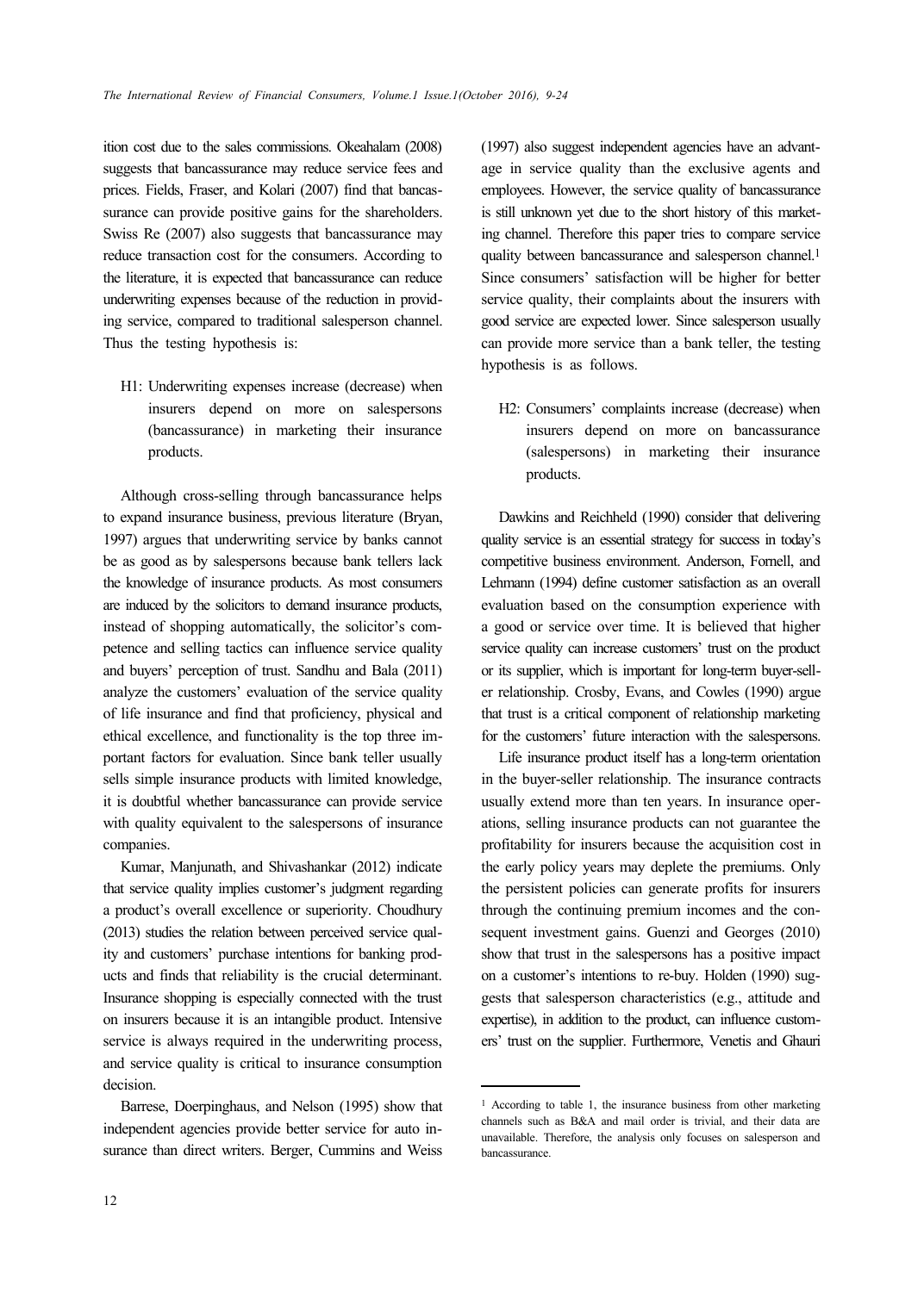ition cost due to the sales commissions. Okeahalam (2008) suggests that bancassurance may reduce service fees and prices. Fields, Fraser, and Kolari (2007) find that bancassurance can provide positive gains for the shareholders. Swiss Re (2007) also suggests that bancassurance may reduce transaction cost for the consumers. According to the literature, it is expected that bancassurance can reduce underwriting expenses because of the reduction in providing service, compared to traditional salesperson channel. Thus the testing hypothesis is:

> H1: Underwriting expenses increase (decrease) when insurers depend on more on salespersons (bancassurance) in marketing their insurance products.

Although cross-selling through bancassurance helps to expand insurance business, previous literature (Bryan, 1997) argues that underwriting service by banks cannot be as good as by salespersons because bank tellers lack the knowledge of insurance products. As most consumers are induced by the solicitors to demand insurance products, instead of shopping automatically, the solicitor's competence and selling tactics can influence service quality and buyers' perception of trust. Sandhu and Bala (2011) analyze the customers' evaluation of the service quality of life insurance and find that proficiency, physical and ethical excellence, and functionality is the top three important factors for evaluation. Since bank teller usually sells simple insurance products with limited knowledge, it is doubtful whether bancassurance can provide service with quality equivalent to the salespersons of insurance companies.

Kumar, Manjunath, and Shivashankar (2012) indicate that service quality implies customer's judgment regarding a product's overall excellence or superiority. Choudhury (2013) studies the relation between perceived service quality and customers' purchase intentions for banking products and finds that reliability is the crucial determinant. Insurance shopping is especially connected with the trust on insurers because it is an intangible product. Intensive service is always required in the underwriting process, and service quality is critical to insurance consumption decision.

Barrese, Doerpinghaus, and Nelson (1995) show that independent agencies provide better service for auto insurance than direct writers. Berger, Cummins and Weiss (1997) also suggest independent agencies have an advantage in service quality than the exclusive agents and employees. However, the service quality of bancassurance is still unknown yet due to the short history of this marketing channel. Therefore this paper tries to compare service quality between bancassurance and salesperson channel.[1] Since consumers' satisfaction will be higher for better service quality, their complaints about the insurers with good service are expected lower. Since salesperson usually can provide more service than a bank teller, the testing hypothesis is as follows.

> H2: Consumers' complaints increase (decrease) when insurers depend on more on bancassurance (salespersons) in marketing their insurance products.

Dawkins and Reichheld (1990) consider that delivering quality service is an essential strategy for success in today's competitive business environment. Anderson, Fornell, and Lehmann (1994) define customer satisfaction as an overall evaluation based on the consumption experience with a good or service over time. It is believed that higher service quality can increase customers' trust on the product or its supplier, which is important for long-term buyer-seller relationship. Crosby, Evans, and Cowles (1990) argue that trust is a critical component of relationship marketing for the customers' future interaction with the salespersons.

Life insurance product itself has a long-term orientation in the buyer-seller relationship. The insurance contracts usually extend more than ten years. In insurance operations, selling insurance products can not guarantee the profitability for insurers because the acquisition cost in the early policy years may deplete the premiums. Only the persistent policies can generate profits for insurers through the continuing premium incomes and the consequent investment gains. Guenzi and Georges (2010) show that trust in the salespersons has a positive impact on a customer's intentions to re-buy. Holden (1990) suggests that salesperson characteristics (e.g., attitude and expertise), in addition to the product, can influence customers' trust on the supplier. Furthermore, Venetis and Ghauri

---

[1] According to table 1, the insurance business from other marketing channels such as B&A and mail order is trivial, and their data are unavailable. Therefore, the analysis only focuses on salesperson and bancassurance.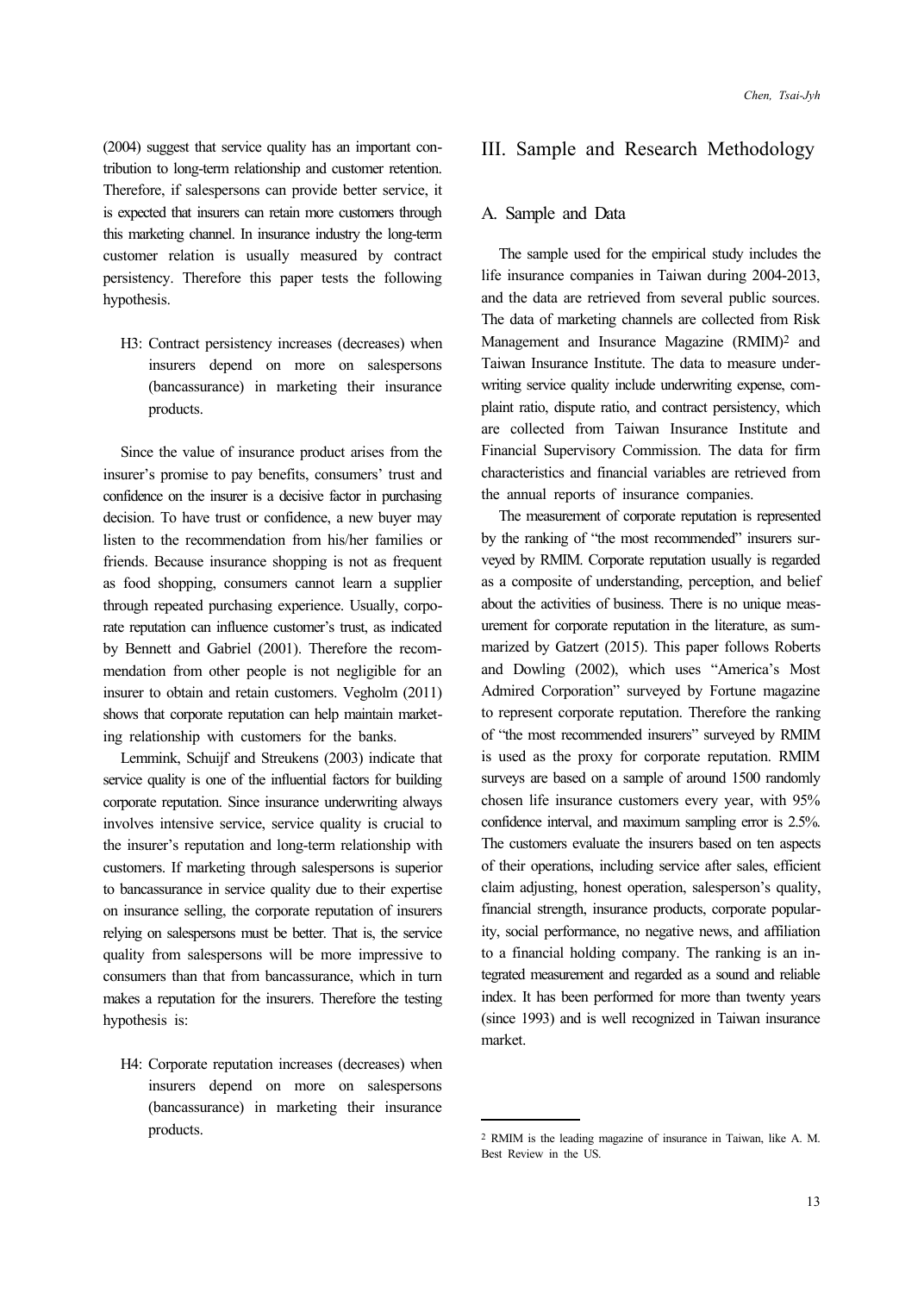(2004) suggest that service quality has an important contribution to long-term relationship and customer retention. Therefore, if salespersons can provide better service, it is expected that insurers can retain more customers through this marketing channel. In insurance industry the long-term customer relation is usually measured by contract persistency. Therefore this paper tests the following hypothesis.

> H3: Contract persistency increases (decreases) when insurers depend on more on salespersons (bancassurance) in marketing their insurance products.

Since the value of insurance product arises from the insurer's promise to pay benefits, consumers' trust and confidence on the insurer is a decisive factor in purchasing decision. To have trust or confidence, a new buyer may listen to the recommendation from his/her families or friends. Because insurance shopping is not as frequent as food shopping, consumers cannot learn a supplier through repeated purchasing experience. Usually, corporate reputation can influence customer's trust, as indicated by Bennett and Gabriel (2001). Therefore the recommendation from other people is not negligible for an insurer to obtain and retain customers. Vegholm (2011) shows that corporate reputation can help maintain marketing relationship with customers for the banks.

Lemmink, Schuijf and Streukens (2003) indicate that service quality is one of the influential factors for building corporate reputation. Since insurance underwriting always involves intensive service, service quality is crucial to the insurer's reputation and long-term relationship with customers. If marketing through salespersons is superior to bancassurance in service quality due to their expertise on insurance selling, the corporate reputation of insurers relying on salespersons must be better. That is, the service quality from salespersons will be more impressive to consumers than that from bancassurance, which in turn makes a reputation for the insurers. Therefore the testing hypothesis is:

> H4: Corporate reputation increases (decreases) when insurers depend on more on salespersons (bancassurance) in marketing their insurance products.

# III. Sample and Research Methodology

## A. Sample and Data

The sample used for the empirical study includes the life insurance companies in Taiwan during 2004-2013, and the data are retrieved from several public sources. The data of marketing channels are collected from Risk Management and Insurance Magazine (RMIM)[2] and Taiwan Insurance Institute. The data to measure underwriting service quality include underwriting expense, complaint ratio, dispute ratio, and contract persistency, which are collected from Taiwan Insurance Institute and Financial Supervisory Commission. The data for firm characteristics and financial variables are retrieved from the annual reports of insurance companies.

The measurement of corporate reputation is represented by the ranking of "the most recommended" insurers surveyed by RMIM. Corporate reputation usually is regarded as a composite of understanding, perception, and belief about the activities of business. There is no unique measurement for corporate reputation in the literature, as summarized by Gatzert (2015). This paper follows Roberts and Dowling (2002), which uses "America's Most Admired Corporation" surveyed by Fortune magazine to represent corporate reputation. Therefore the ranking of "the most recommended insurers" surveyed by RMIM is used as the proxy for corporate reputation. RMIM surveys are based on a sample of around 1500 randomly chosen life insurance customers every year, with 95% confidence interval, and maximum sampling error is 2.5%. The customers evaluate the insurers based on ten aspects of their operations, including service after sales, efficient claim adjusting, honest operation, salesperson's quality, financial strength, insurance products, corporate popularity, social performance, no negative news, and affiliation to a financial holding company. The ranking is an integrated measurement and regarded as a sound and reliable index. It has been performed for more than twenty years (since 1993) and is well recognized in Taiwan insurance market.

[2] RMIM is the leading magazine of insurance in Taiwan, like A. M. Best Review in the US.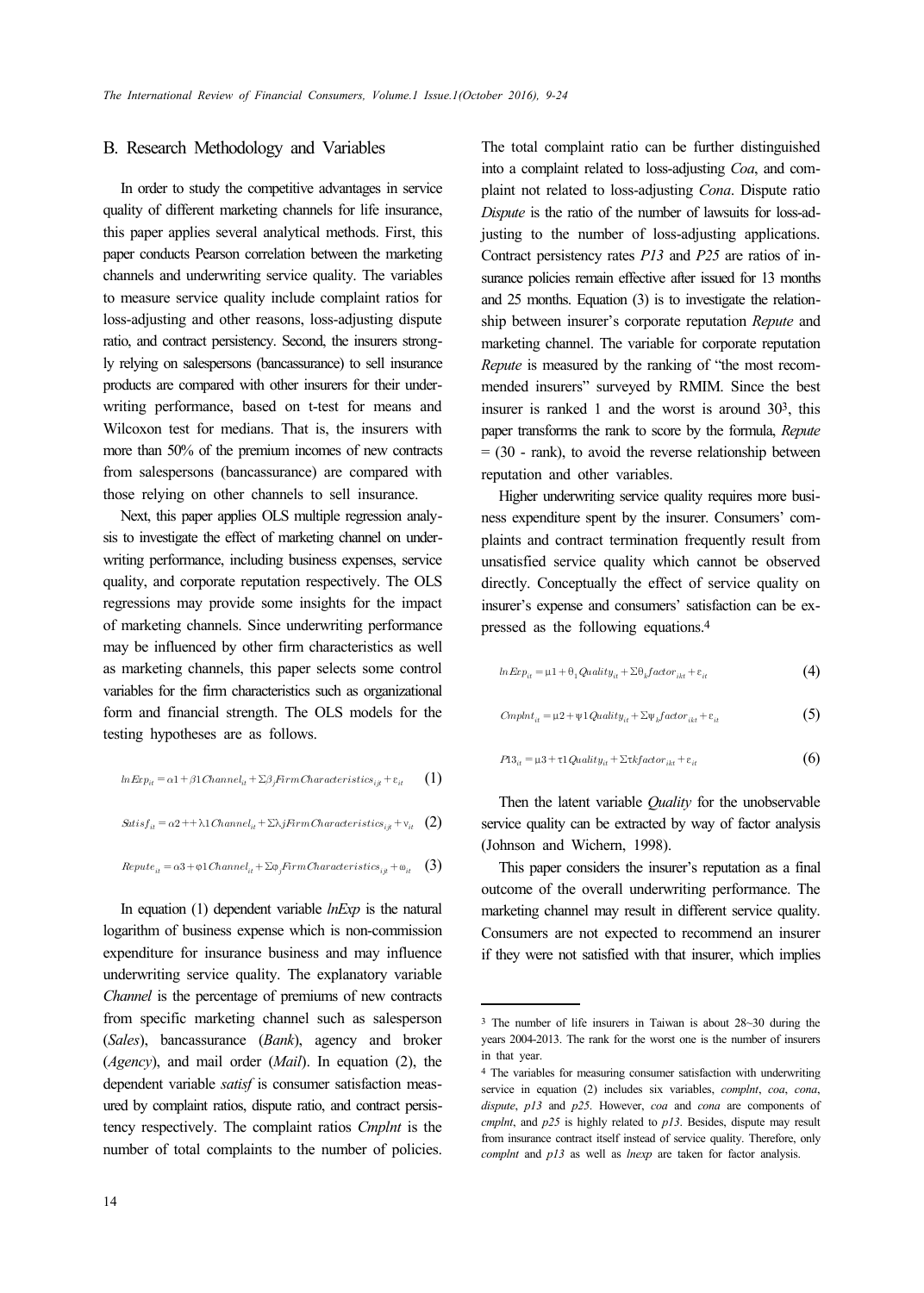## B. Research Methodology and Variables

In order to study the competitive advantages in service quality of different marketing channels for life insurance, this paper applies several analytical methods. First, this paper conducts Pearson correlation between the marketing channels and underwriting service quality. The variables to measure service quality include complaint ratios for loss-adjusting and other reasons, loss-adjusting dispute ratio, and contract persistency. Second, the insurers strongly relying on salespersons (bancassurance) to sell insurance products are compared with other insurers for their underwriting performance, based on t-test for means and Wilcoxon test for medians. That is, the insurers with more than 50% of the premium incomes of new contracts from salespersons (bancassurance) are compared with those relying on other channels to sell insurance.

Next, this paper applies OLS multiple regression analysis to investigate the effect of marketing channel on underwriting performance, including business expenses, service quality, and corporate reputation respectively. The OLS regressions may provide some insights for the impact of marketing channels. Since underwriting performance may be influenced by other firm characteristics as well as marketing channels, this paper selects some control variables for the firm characteristics such as organizational form and financial strength. The OLS models for the testing hypotheses are as follows.

$$lnExp_{it} = \alpha 1 + \beta 1 Channel_{it} + \Sigma\beta_j FirmCharacteristics_{ijt} + \varepsilon_{it} \quad (1)$$

$$Satisf_{it} = \alpha 2 + + \lambda 1 Channel_{it} + \Sigma\lambda j FirmCharacteristics_{ijt} + \nu_{it} \quad (2)$$

$$Repute_{it} = \alpha 3 + \varphi 1 Channel_{it} + \Sigma\varphi_j FirmCharacteristics_{ijt} + \omega_{it} \quad (3)$$

In equation (1) dependent variable *lnExp* is the natural logarithm of business expense which is non-commission expenditure for insurance business and may influence underwriting service quality. The explanatory variable *Channel* is the percentage of premiums of new contracts from specific marketing channel such as salesperson (*Sales*), bancassurance (*Bank*), agency and broker (*Agency*), and mail order (*Mail*). In equation (2), the dependent variable *satisf* is consumer satisfaction measured by complaint ratios, dispute ratio, and contract persistency respectively. The complaint ratios *Cmplnt* is the number of total complaints to the number of policies. The total complaint ratio can be further distinguished into a complaint related to loss-adjusting *Coa*, and complaint not related to loss-adjusting *Cona*. Dispute ratio *Dispute* is the ratio of the number of lawsuits for loss-adjusting to the number of loss-adjusting applications. Contract persistency rates *P13* and *P25* are ratios of insurance policies remain effective after issued for 13 months and 25 months. Equation (3) is to investigate the relationship between insurer's corporate reputation *Repute* and marketing channel. The variable for corporate reputation *Repute* is measured by the ranking of "the most recommended insurers" surveyed by RMIM. Since the best insurer is ranked 1 and the worst is around 30[3], this paper transforms the rank to score by the formula, *Repute* = (30 - rank), to avoid the reverse relationship between reputation and other variables.

Higher underwriting service quality requires more business expenditure spent by the insurer. Consumers' complaints and contract termination frequently result from unsatisfied service quality which cannot be observed directly. Conceptually the effect of service quality on insurer's expense and consumers' satisfaction can be expressed as the following equations.[4]

$$lnExp_{it} = \mu 1 + \theta_1 Quality_{it} + \Sigma\theta_k factor_{ikt} + \varepsilon_{it} \quad (4)$$

$$Cmplnt_{it} = \mu 2 + \psi 1 Quality_{it} + \Sigma\psi_k factor_{ikt} + \varepsilon_{it} \quad (5)$$

$$P13_{it} = \mu 3 + \tau 1 Quality_{it} + \Sigma\tau k factor_{ikt} + \varepsilon_{it} \quad (6)$$

Then the latent variable *Quality* for the unobservable service quality can be extracted by way of factor analysis (Johnson and Wichern, 1998).

This paper considers the insurer's reputation as a final outcome of the overall underwriting performance. The marketing channel may result in different service quality. Consumers are not expected to recommend an insurer if they were not satisfied with that insurer, which implies

---

[3] The number of life insurers in Taiwan is about 28~30 during the years 2004-2013. The rank for the worst one is the number of insurers in that year.

[4] The variables for measuring consumer satisfaction with underwriting service in equation (2) includes six variables, *complnt*, *coa*, *cona*, *dispute*, *p13* and *p25*. However, *coa* and *cona* are components of *cmplnt*, and *p25* is highly related to *p13*. Besides, dispute may result from insurance contract itself instead of service quality. Therefore, only *complnt* and *p13* as well as *lnexp* are taken for factor analysis.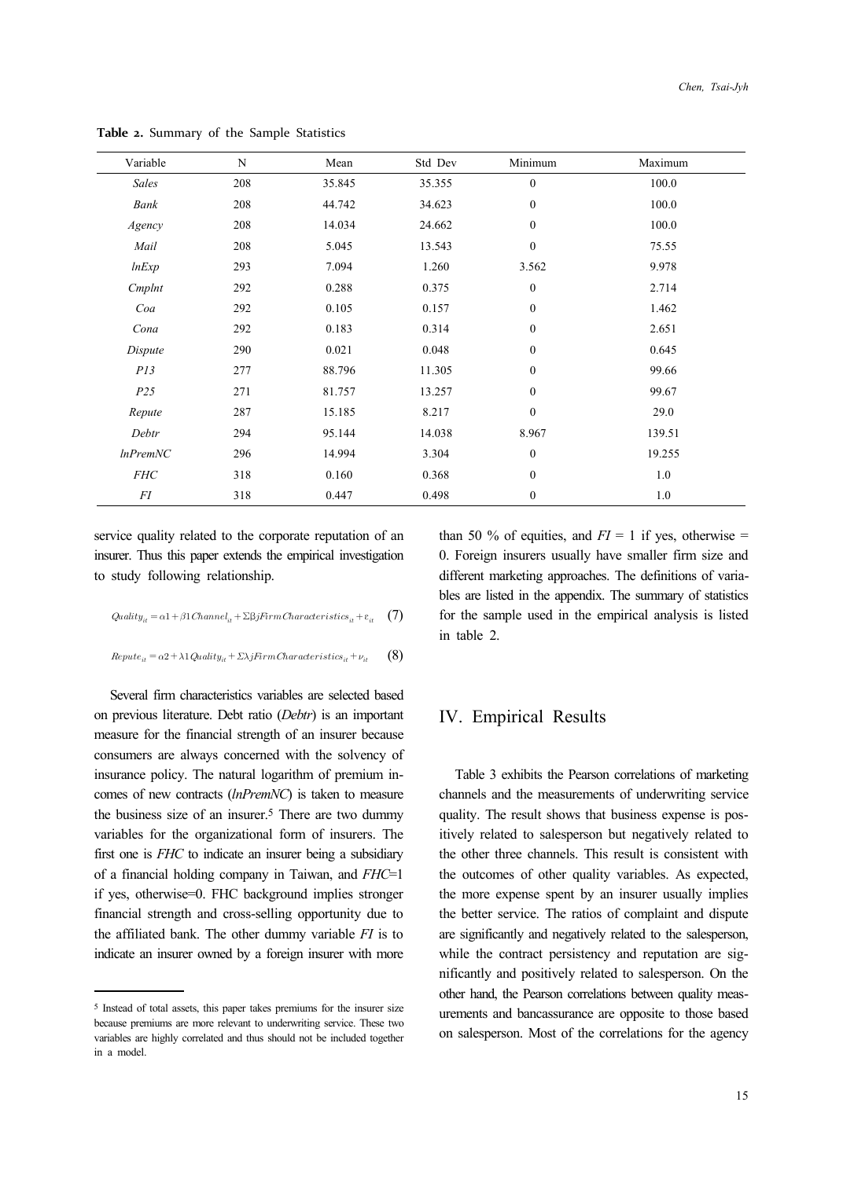**Table 2.** Summary of the Sample Statistics

| Variable | N | Mean | Std Dev | Minimum | Maximum |
|---|---|---|---|---|---|
| *Sales* | 208 | 35.845 | 35.355 | 0 | 100.0 |
| *Bank* | 208 | 44.742 | 34.623 | 0 | 100.0 |
| *Agency* | 208 | 14.034 | 24.662 | 0 | 100.0 |
| *Mail* | 208 | 5.045 | 13.543 | 0 | 75.55 |
| *lnExp* | 293 | 7.094 | 1.260 | 3.562 | 9.978 |
| *Cmplnt* | 292 | 0.288 | 0.375 | 0 | 2.714 |
| *Coa* | 292 | 0.105 | 0.157 | 0 | 1.462 |
| *Cona* | 292 | 0.183 | 0.314 | 0 | 2.651 |
| *Dispute* | 290 | 0.021 | 0.048 | 0 | 0.645 |
| *P13* | 277 | 88.796 | 11.305 | 0 | 99.66 |
| *P25* | 271 | 81.757 | 13.257 | 0 | 99.67 |
| *Repute* | 287 | 15.185 | 8.217 | 0 | 29.0 |
| *Debtr* | 294 | 95.144 | 14.038 | 8.967 | 139.51 |
| *lnPremNC* | 296 | 14.994 | 3.304 | 0 | 19.255 |
| *FHC* | 318 | 0.160 | 0.368 | 0 | 1.0 |
| *FI* | 318 | 0.447 | 0.498 | 0 | 1.0 |

service quality related to the corporate reputation of an insurer. Thus this paper extends the empirical investigation to study following relationship.

$$Quality_{it} = \alpha 1 + \beta 1 Channel_{it} + \Sigma \beta j FirmCharacteristics_{it} + \varepsilon_{it} \quad (7)$$

$$Repute_{it} = \alpha 2 + \lambda 1 Quality_{it} + \Sigma \lambda j FirmCharacteristics_{it} + \nu_{it} \quad (8)$$

Several firm characteristics variables are selected based on previous literature. Debt ratio (*Debtr*) is an important measure for the financial strength of an insurer because consumers are always concerned with the solvency of insurance policy. The natural logarithm of premium incomes of new contracts (*lnPremNC*) is taken to measure the business size of an insurer.[5] There are two dummy variables for the organizational form of insurers. The first one is *FHC* to indicate an insurer being a subsidiary of a financial holding company in Taiwan, and *FHC*=1 if yes, otherwise=0. FHC background implies stronger financial strength and cross-selling opportunity due to the affiliated bank. The other dummy variable *FI* is to indicate an insurer owned by a foreign insurer with more than 50 % of equities, and *FI* = 1 if yes, otherwise = 0. Foreign insurers usually have smaller firm size and different marketing approaches. The definitions of variables are listed in the appendix. The summary of statistics for the sample used in the empirical analysis is listed in table 2.

[5] Instead of total assets, this paper takes premiums for the insurer size because premiums are more relevant to underwriting service. These two variables are highly correlated and thus should not be included together in a model.

# IV. Empirical Results

Table 3 exhibits the Pearson correlations of marketing channels and the measurements of underwriting service quality. The result shows that business expense is positively related to salesperson but negatively related to the other three channels. This result is consistent with the outcomes of other quality variables. As expected, the more expense spent by an insurer usually implies the better service. The ratios of complaint and dispute are significantly and negatively related to the salesperson, while the contract persistency and reputation are significantly and positively related to salesperson. On the other hand, the Pearson correlations between quality measurements and bancassurance are opposite to those based on salesperson. Most of the correlations for the agency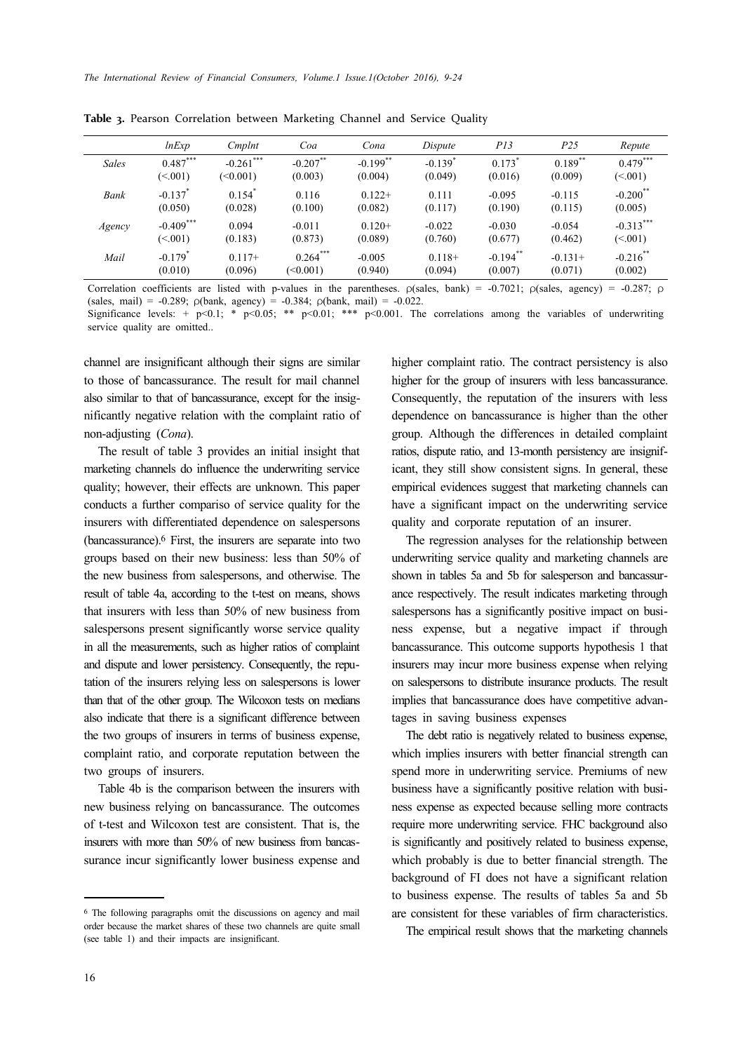**Table 3.** Pearson Correlation between Marketing Channel and Service Quality

| | *lnExp* | *Cmplnt* | *Coa* | *Cona* | *Dispute* | *P13* | *P25* | *Repute* |
|---|---|---|---|---|---|---|---|---|
| *Sales* | 0.487*** | -0.261*** | -0.207** | -0.199** | -0.139* | 0.173* | 0.189** | 0.479*** |
| | (<.001) | (<0.001) | (0.003) | (0.004) | (0.049) | (0.016) | (0.009) | (<.001) |
| *Bank* | -0.137* | 0.154* | 0.116 | 0.122+ | 0.111 | -0.095 | -0.115 | -0.200** |
| | (0.050) | (0.028) | (0.100) | (0.082) | (0.117) | (0.190) | (0.115) | (0.005) |
| *Agency* | -0.409*** | 0.094 | -0.011 | 0.120+ | -0.022 | -0.030 | -0.054 | -0.313*** |
| | (<.001) | (0.183) | (0.873) | (0.089) | (0.760) | (0.677) | (0.462) | (<.001) |
| *Mail* | -0.179* | 0.117+ | 0.264*** | -0.005 | 0.118+ | -0.194** | -0.131+ | -0.216** |
| | (0.010) | (0.096) | (<0.001) | (0.940) | (0.094) | (0.007) | (0.071) | (0.002) |

Correlation coefficients are listed with p-values in the parentheses. ρ(sales, bank) = -0.7021; ρ(sales, agency) = -0.287; ρ (sales, mail) = -0.289; ρ(bank, agency) = -0.384; ρ(bank, mail) = -0.022.
Significance levels: + p<0.1; * p<0.05; ** p<0.01; *** p<0.001. The correlations among the variables of underwriting service quality are omitted..

channel are insignificant although their signs are similar to those of bancassurance. The result for mail channel also similar to that of bancassurance, except for the insignificantly negative relation with the complaint ratio of non-adjusting (*Cona*).

The result of table 3 provides an initial insight that marketing channels do influence the underwriting service quality; however, their effects are unknown. This paper conducts a further compariso of service quality for the insurers with differentiated dependence on salespersons (bancassurance).[6] First, the insurers are separate into two groups based on their new business: less than 50% of the new business from salespersons, and otherwise. The result of table 4a, according to the t-test on means, shows that insurers with less than 50% of new business from salespersons present significantly worse service quality in all the measurements, such as higher ratios of complaint and dispute and lower persistency. Consequently, the reputation of the insurers relying less on salespersons is lower than that of the other group. The Wilcoxon tests on medians also indicate that there is a significant difference between the two groups of insurers in terms of business expense, complaint ratio, and corporate reputation between the two groups of insurers.

Table 4b is the comparison between the insurers with new business relying on bancassurance. The outcomes of t-test and Wilcoxon test are consistent. That is, the insurers with more than 50% of new business from bancassurance incur significantly lower business expense and higher complaint ratio. The contract persistency is also higher for the group of insurers with less bancassurance. Consequently, the reputation of the insurers with less dependence on bancassurance is higher than the other group. Although the differences in detailed complaint ratios, dispute ratio, and 13-month persistency are insignificant, they still show consistent signs. In general, these empirical evidences suggest that marketing channels can have a significant impact on the underwriting service quality and corporate reputation of an insurer.

The regression analyses for the relationship between underwriting service quality and marketing channels are shown in tables 5a and 5b for salesperson and bancassurance respectively. The result indicates marketing through salespersons has a significantly positive impact on business expense, but a negative impact if through bancassurance. This outcome supports hypothesis 1 that insurers may incur more business expense when relying on salespersons to distribute insurance products. The result implies that bancassurance does have competitive advantages in saving business expenses

The debt ratio is negatively related to business expense, which implies insurers with better financial strength can spend more in underwriting service. Premiums of new business have a significantly positive relation with business expense as expected because selling more contracts require more underwriting service. FHC background also is significantly and positively related to business expense, which probably is due to better financial strength. The background of FI does not have a significant relation to business expense. The results of tables 5a and 5b are consistent for these variables of firm characteristics.

The empirical result shows that the marketing channels

[6] The following paragraphs omit the discussions on agency and mail order because the market shares of these two channels are quite small (see table 1) and their impacts are insignificant.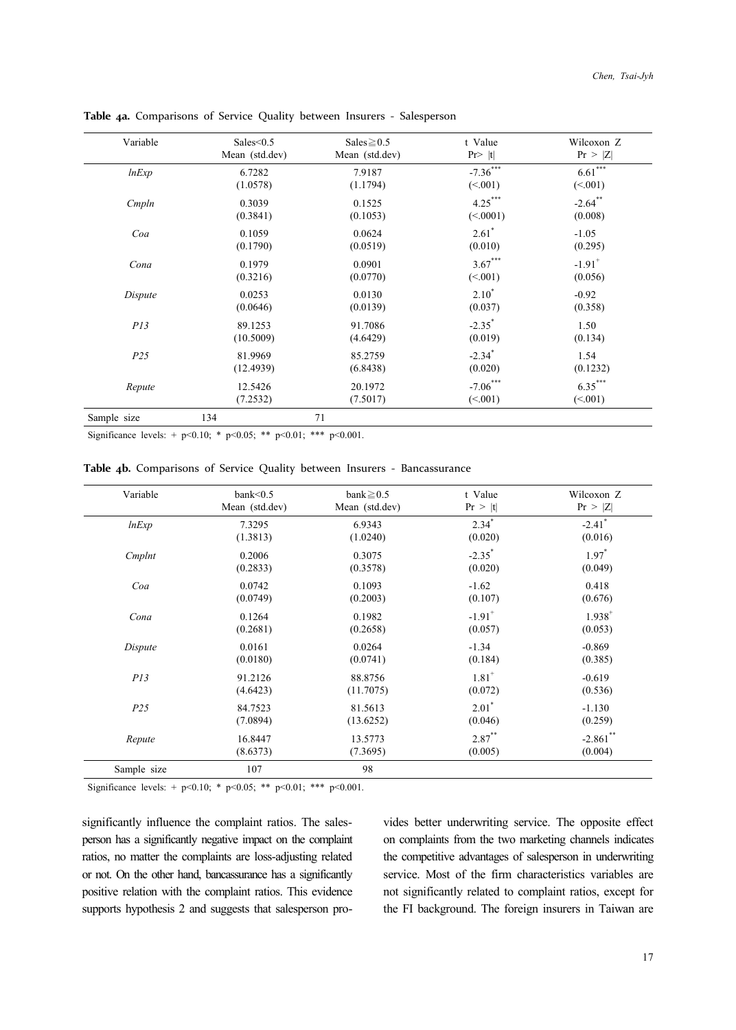**Table 4a.** Comparisons of Service Quality between Insurers - Salesperson

| Variable | Sales<0.5<br>Mean (std.dev) | Sales≧0.5<br>Mean (std.dev) | t Value<br>Pr> \|t\| | Wilcoxon Z<br>Pr > \|Z\| |
|---|---|---|---|---|
| *lnExp* | 6.7282<br>(1.0578) | 7.9187<br>(1.1794) | -7.36***<br>(<.001) | 6.61***<br>(<.001) |
| *Cmpln* | 0.3039<br>(0.3841) | 0.1525<br>(0.1053) | 4.25***<br>(<.0001) | -2.64**<br>(0.008) |
| *Coa* | 0.1059<br>(0.1790) | 0.0624<br>(0.0519) | 2.61*<br>(0.010) | -1.05<br>(0.295) |
| *Cona* | 0.1979<br>(0.3216) | 0.0901<br>(0.0770) | 3.67***<br>(<.001) | -1.91+<br>(0.056) |
| *Dispute* | 0.0253<br>(0.0646) | 0.0130<br>(0.0139) | 2.10*<br>(0.037) | -0.92<br>(0.358) |
| *P13* | 89.1253<br>(10.5009) | 91.7086<br>(4.6429) | -2.35*<br>(0.019) | 1.50<br>(0.134) |
| *P25* | 81.9969<br>(12.4939) | 85.2759<br>(6.8438) | -2.34*<br>(0.020) | 1.54<br>(0.1232) |
| *Repute* | 12.5426<br>(7.2532) | 20.1972<br>(7.5017) | -7.06***<br>(<.001) | 6.35***<br>(<.001) |
| Sample size | 134 | 71 | | |

Significance levels: + p<0.10; * p<0.05; ** p<0.01; *** p<0.001.

**Table 4b.** Comparisons of Service Quality between Insurers - Bancassurance

| Variable | bank<0.5<br>Mean (std.dev) | bank≧0.5<br>Mean (std.dev) | t Value<br>Pr > \|t\| | Wilcoxon Z<br>Pr > \|Z\| |
|---|---|---|---|---|
| *lnExp* | 7.3295<br>(1.3813) | 6.9343<br>(1.0240) | 2.34*<br>(0.020) | -2.41*<br>(0.016) |
| *Cmplnt* | 0.2006<br>(0.2833) | 0.3075<br>(0.3578) | -2.35*<br>(0.020) | 1.97*<br>(0.049) |
| *Coa* | 0.0742<br>(0.0749) | 0.1093<br>(0.2003) | -1.62<br>(0.107) | 0.418<br>(0.676) |
| *Cona* | 0.1264<br>(0.2681) | 0.1982<br>(0.2658) | -1.91+<br>(0.057) | 1.938+<br>(0.053) |
| *Dispute* | 0.0161<br>(0.0180) | 0.0264<br>(0.0741) | -1.34<br>(0.184) | -0.869<br>(0.385) |
| *P13* | 91.2126<br>(4.6423) | 88.8756<br>(11.7075) | 1.81+<br>(0.072) | -0.619<br>(0.536) |
| *P25* | 84.7523<br>(7.0894) | 81.5613<br>(13.6252) | 2.01*<br>(0.046) | -1.130<br>(0.259) |
| *Repute* | 16.8447<br>(8.6373) | 13.5773<br>(7.3695) | 2.87**<br>(0.005) | -2.861**<br>(0.004) |
| Sample size | 107 | 98 | | |

Significance levels: + p<0.10; * p<0.05; ** p<0.01; *** p<0.001.

significantly influence the complaint ratios. The salesperson has a significantly negative impact on the complaint ratios, no matter the complaints are loss-adjusting related or not. On the other hand, bancassurance has a significantly positive relation with the complaint ratios. This evidence supports hypothesis 2 and suggests that salesperson provides better underwriting service. The opposite effect on complaints from the two marketing channels indicates the competitive advantages of salesperson in underwriting service. Most of the firm characteristics variables are not significantly related to complaint ratios, except for the FI background. The foreign insurers in Taiwan are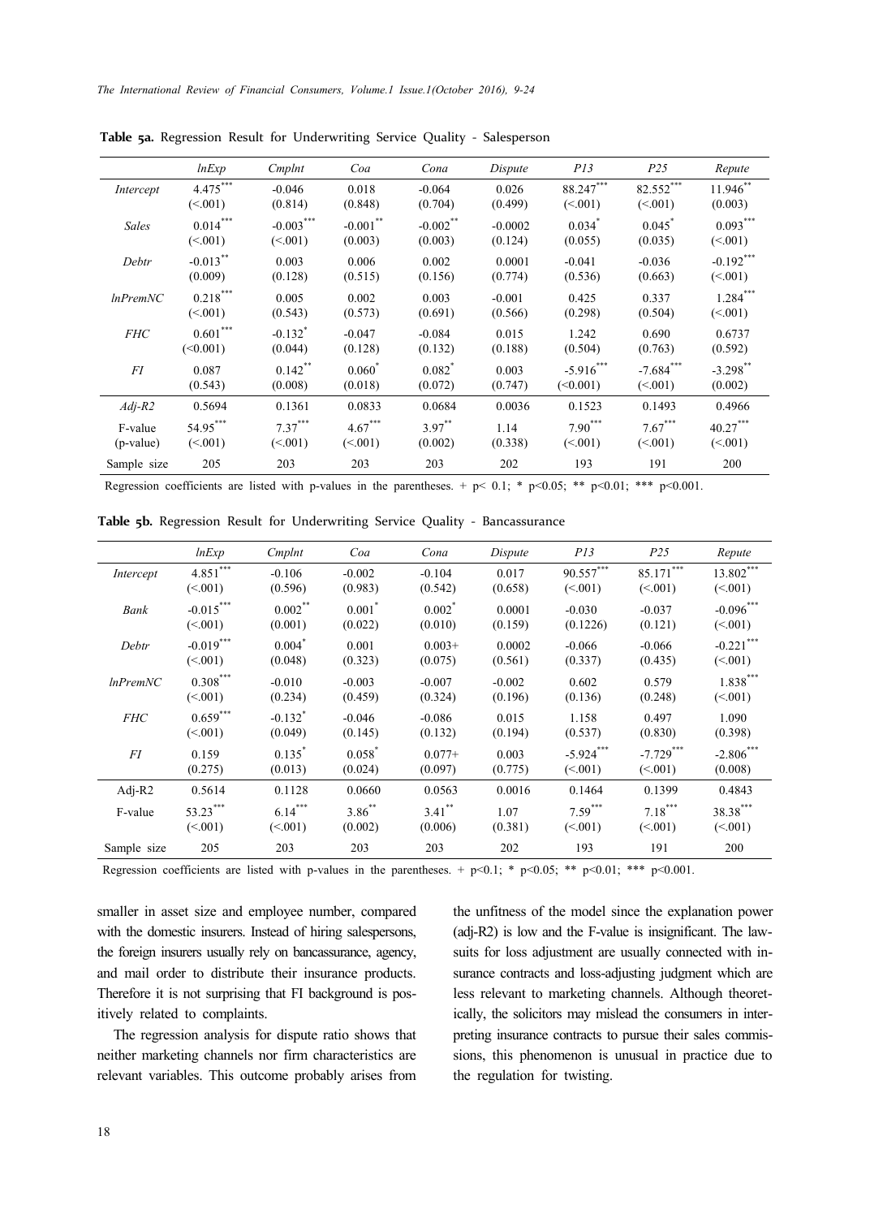**Table 5a.** Regression Result for Underwriting Service Quality - Salesperson

| | *lnExp* | *Cmplnt* | *Coa* | *Cona* | *Dispute* | *P13* | *P25* | *Repute* |
|---|---|---|---|---|---|---|---|---|
| *Intercept* | 4.475*** (<.001) | -0.046 (0.814) | 0.018 (0.848) | -0.064 (0.704) | 0.026 (0.499) | 88.247*** (<.001) | 82.552*** (<.001) | 11.946** (0.003) |
| *Sales* | 0.014*** (<.001) | -0.003*** (<.001) | -0.001** (0.003) | -0.002** (0.003) | -0.0002 (0.124) | 0.034* (0.055) | 0.045* (0.035) | 0.093*** (<.001) |
| *Debtr* | -0.013** (0.009) | 0.003 (0.128) | 0.006 (0.515) | 0.002 (0.156) | 0.0001 (0.774) | -0.041 (0.536) | -0.036 (0.663) | -0.192*** (<.001) |
| *lnPremNC* | 0.218*** (<.001) | 0.005 (0.543) | 0.002 (0.573) | 0.003 (0.691) | -0.001 (0.566) | 0.425 (0.298) | 0.337 (0.504) | 1.284*** (<.001) |
| *FHC* | 0.601*** (<0.001) | -0.132* (0.044) | -0.047 (0.128) | -0.084 (0.132) | 0.015 (0.188) | 1.242 (0.504) | 0.690 (0.763) | 0.6737 (0.592) |
| *FI* | 0.087 (0.543) | 0.142** (0.008) | 0.060* (0.018) | 0.082* (0.072) | 0.003 (0.747) | -5.916*** (<0.001) | -7.684*** (<.001) | -3.298** (0.002) |
| *Adj-R2* | 0.5694 | 0.1361 | 0.0833 | 0.0684 | 0.0036 | 0.1523 | 0.1493 | 0.4966 |
| F-value (p-value) | 54.95*** (<.001) | 7.37*** (<.001) | 4.67*** (<.001) | 3.97** (0.002) | 1.14 (0.338) | 7.90*** (<.001) | 7.67*** (<.001) | 40.27*** (<.001) |
| Sample size | 205 | 203 | 203 | 203 | 202 | 193 | 191 | 200 |

Regression coefficients are listed with p-values in the parentheses. + p< 0.1; * p<0.05; ** p<0.01; *** p<0.001.

**Table 5b.** Regression Result for Underwriting Service Quality - Bancassurance

| | *lnExp* | *Cmplnt* | *Coa* | *Cona* | *Dispute* | *P13* | *P25* | *Repute* |
|---|---|---|---|---|---|---|---|---|
| *Intercept* | 4.851*** (<.001) | -0.106 (0.596) | -0.002 (0.983) | -0.104 (0.542) | 0.017 (0.658) | 90.557*** (<.001) | 85.171*** (<.001) | 13.802*** (<.001) |
| *Bank* | -0.015*** (<.001) | 0.002** (0.001) | 0.001* (0.022) | 0.002* (0.010) | 0.0001 (0.159) | -0.030 (0.1226) | -0.037 (0.121) | -0.096*** (<.001) |
| *Debtr* | -0.019*** (<.001) | 0.004* (0.048) | 0.001 (0.323) | 0.003+ (0.075) | 0.0002 (0.561) | -0.066 (0.337) | -0.066 (0.435) | -0.221*** (<.001) |
| *lnPremNC* | 0.308*** (<.001) | -0.010 (0.234) | -0.003 (0.459) | -0.007 (0.324) | -0.002 (0.196) | 0.602 (0.136) | 0.579 (0.248) | 1.838*** (<.001) |
| *FHC* | 0.659*** (<.001) | -0.132* (0.049) | -0.046 (0.145) | -0.086 (0.132) | 0.015 (0.194) | 1.158 (0.537) | 0.497 (0.830) | 1.090 (0.398) |
| *FI* | 0.159 (0.275) | 0.135* (0.013) | 0.058* (0.024) | 0.077+ (0.097) | 0.003 (0.775) | -5.924*** (<.001) | -7.729*** (<.001) | -2.806*** (0.008) |
| Adj-R2 | 0.5614 | 0.1128 | 0.0660 | 0.0563 | 0.0016 | 0.1464 | 0.1399 | 0.4843 |
| F-value | 53.23*** (<.001) | 6.14*** (<.001) | 3.86** (0.002) | 3.41** (0.006) | 1.07 (0.381) | 7.59*** (<.001) | 7.18*** (<.001) | 38.38*** (<.001) |
| Sample size | 205 | 203 | 203 | 203 | 202 | 193 | 191 | 200 |

Regression coefficients are listed with p-values in the parentheses. + p<0.1; * p<0.05; ** p<0.01; *** p<0.001.

smaller in asset size and employee number, compared with the domestic insurers. Instead of hiring salespersons, the foreign insurers usually rely on bancassurance, agency, and mail order to distribute their insurance products. Therefore it is not surprising that FI background is positively related to complaints.

The regression analysis for dispute ratio shows that neither marketing channels nor firm characteristics are relevant variables. This outcome probably arises from the unfitness of the model since the explanation power (adj-R2) is low and the F-value is insignificant. The lawsuits for loss adjustment are usually connected with insurance contracts and loss-adjusting judgment which are less relevant to marketing channels. Although theoretically, the solicitors may mislead the consumers in interpreting insurance contracts to pursue their sales commissions, this phenomenon is unusual in practice due to the regulation for twisting.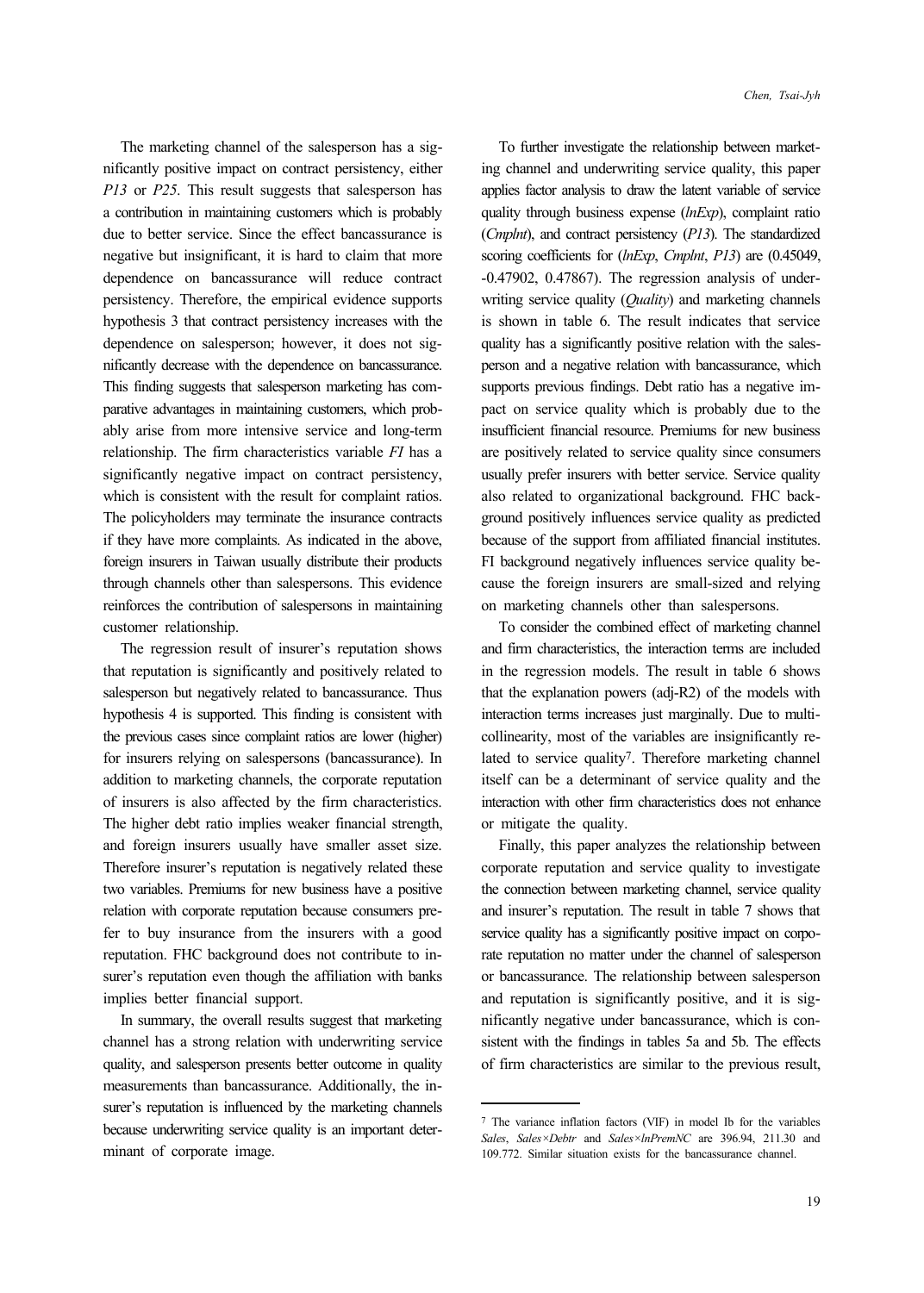The marketing channel of the salesperson has a significantly positive impact on contract persistency, either *P13* or *P25*. This result suggests that salesperson has a contribution in maintaining customers which is probably due to better service. Since the effect bancassurance is negative but insignificant, it is hard to claim that more dependence on bancassurance will reduce contract persistency. Therefore, the empirical evidence supports hypothesis 3 that contract persistency increases with the dependence on salesperson; however, it does not significantly decrease with the dependence on bancassurance. This finding suggests that salesperson marketing has comparative advantages in maintaining customers, which probably arise from more intensive service and long-term relationship. The firm characteristics variable *FI* has a significantly negative impact on contract persistency, which is consistent with the result for complaint ratios. The policyholders may terminate the insurance contracts if they have more complaints. As indicated in the above, foreign insurers in Taiwan usually distribute their products through channels other than salespersons. This evidence reinforces the contribution of salespersons in maintaining customer relationship.

The regression result of insurer's reputation shows that reputation is significantly and positively related to salesperson but negatively related to bancassurance. Thus hypothesis 4 is supported. This finding is consistent with the previous cases since complaint ratios are lower (higher) for insurers relying on salespersons (bancassurance). In addition to marketing channels, the corporate reputation of insurers is also affected by the firm characteristics. The higher debt ratio implies weaker financial strength, and foreign insurers usually have smaller asset size. Therefore insurer's reputation is negatively related these two variables. Premiums for new business have a positive relation with corporate reputation because consumers prefer to buy insurance from the insurers with a good reputation. FHC background does not contribute to insurer's reputation even though the affiliation with banks implies better financial support.

In summary, the overall results suggest that marketing channel has a strong relation with underwriting service quality, and salesperson presents better outcome in quality measurements than bancassurance. Additionally, the insurer's reputation is influenced by the marketing channels because underwriting service quality is an important determinant of corporate image.

To further investigate the relationship between marketing channel and underwriting service quality, this paper applies factor analysis to draw the latent variable of service quality through business expense (*lnExp*), complaint ratio (*Cmplnt*), and contract persistency (*P13*). The standardized scoring coefficients for (*lnExp*, *Cmplnt*, *P13*) are (0.45049, -0.47902, 0.47867). The regression analysis of underwriting service quality (*Quality*) and marketing channels is shown in table 6. The result indicates that service quality has a significantly positive relation with the salesperson and a negative relation with bancassurance, which supports previous findings. Debt ratio has a negative impact on service quality which is probably due to the insufficient financial resource. Premiums for new business are positively related to service quality since consumers usually prefer insurers with better service. Service quality also related to organizational background. FHC background positively influences service quality as predicted because of the support from affiliated financial institutes. FI background negatively influences service quality because the foreign insurers are small-sized and relying on marketing channels other than salespersons.

To consider the combined effect of marketing channel and firm characteristics, the interaction terms are included in the regression models. The result in table 6 shows that the explanation powers (adj-R2) of the models with interaction terms increases just marginally. Due to multicollinearity, most of the variables are insignificantly related to service quality[7]. Therefore marketing channel itself can be a determinant of service quality and the interaction with other firm characteristics does not enhance or mitigate the quality.

Finally, this paper analyzes the relationship between corporate reputation and service quality to investigate the connection between marketing channel, service quality and insurer's reputation. The result in table 7 shows that service quality has a significantly positive impact on corporate reputation no matter under the channel of salesperson or bancassurance. The relationship between salesperson and reputation is significantly positive, and it is significantly negative under bancassurance, which is consistent with the findings in tables 5a and 5b. The effects of firm characteristics are similar to the previous result,

---

[7] The variance inflation factors (VIF) in model Ib for the variables *Sales*, *Sales×Debtr* and *Sales×lnPremNC* are 396.94, 211.30 and 109.772. Similar situation exists for the bancassurance channel.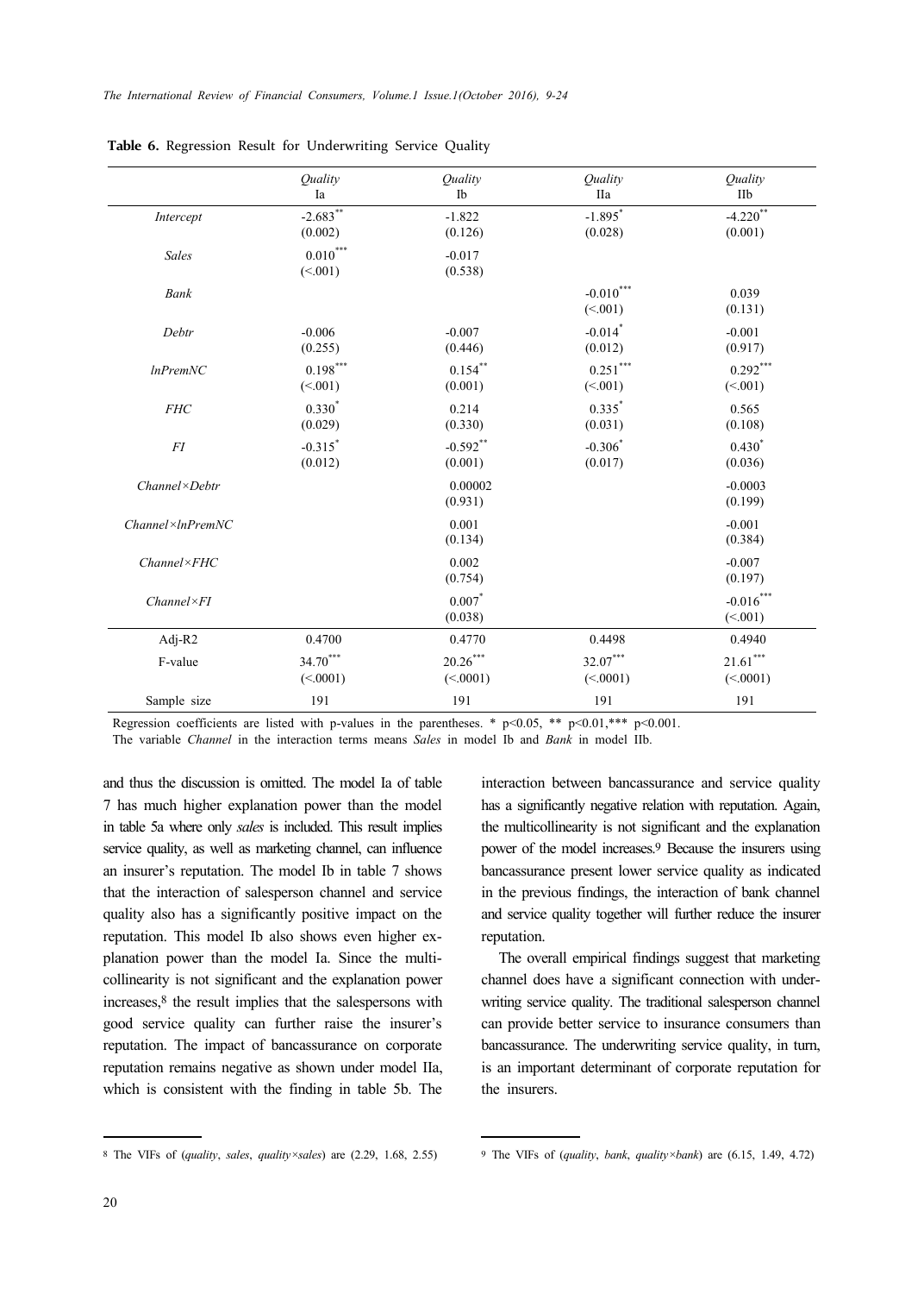**Table 6.** Regression Result for Underwriting Service Quality

| | *Quality* Ia | *Quality* Ib | *Quality* IIa | *Quality* IIb |
|---|---|---|---|---|
| *Intercept* | $-2.683^{**}$ (0.002) | -1.822 (0.126) | $-1.895^{*}$ (0.028) | $-4.220^{**}$ (0.001) |
| *Sales* | $0.010^{***}$ (<.001) | -0.017 (0.538) | | |
| *Bank* | | | $-0.010^{***}$ (<.001) | 0.039 (0.131) |
| *Debtr* | -0.006 (0.255) | -0.007 (0.446) | $-0.014^{*}$ (0.012) | -0.001 (0.917) |
| *lnPremNC* | $0.198^{***}$ (<.001) | $0.154^{**}$ (0.001) | $0.251^{***}$ (<.001) | $0.292^{***}$ (<.001) |
| *FHC* | $0.330^{*}$ (0.029) | 0.214 (0.330) | $0.335^{*}$ (0.031) | 0.565 (0.108) |
| *FI* | $-0.315^{*}$ (0.012) | $-0.592^{**}$ (0.001) | $-0.306^{*}$ (0.017) | $0.430^{*}$ (0.036) |
| *Channel×Debtr* | | 0.00002 (0.931) | | -0.0003 (0.199) |
| *Channel×lnPremNC* | | 0.001 (0.134) | | -0.001 (0.384) |
| *Channel×FHC* | | 0.002 (0.754) | | -0.007 (0.197) |
| *Channel×FI* | | $0.007^{*}$ (0.038) | | $-0.016^{***}$ (<.001) |
| Adj-R2 | 0.4700 | 0.4770 | 0.4498 | 0.4940 |
| F-value | $34.70^{***}$ (<.0001) | $20.26^{***}$ (<.0001) | $32.07^{***}$ (<.0001) | $21.61^{***}$ (<.0001) |
| Sample size | 191 | 191 | 191 | 191 |

Regression coefficients are listed with p-values in the parentheses. * $p<0.05$, ** $p<0.01$, *** $p<0.001$.
The variable *Channel* in the interaction terms means *Sales* in model Ib and *Bank* in model IIb.

and thus the discussion is omitted. The model Ia of table 7 has much higher explanation power than the model in table 5a where only *sales* is included. This result implies service quality, as well as marketing channel, can influence an insurer's reputation. The model Ib in table 7 shows that the interaction of salesperson channel and service quality also has a significantly positive impact on the reputation. This model Ib also shows even higher explanation power than the model Ia. Since the multicollinearity is not significant and the explanation power increases,[8] the result implies that the salespersons with good service quality can further raise the insurer's reputation. The impact of bancassurance on corporate reputation remains negative as shown under model IIa, which is consistent with the finding in table 5b. The interaction between bancassurance and service quality has a significantly negative relation with reputation. Again, the multicollinearity is not significant and the explanation power of the model increases.[9] Because the insurers using bancassurance present lower service quality as indicated in the previous findings, the interaction of bank channel and service quality together will further reduce the insurer reputation.

The overall empirical findings suggest that marketing channel does have a significant connection with underwriting service quality. The traditional salesperson channel can provide better service to insurance consumers than bancassurance. The underwriting service quality, in turn, is an important determinant of corporate reputation for the insurers.

[8] The VIFs of (*quality*, *sales*, *quality×sales*) are (2.29, 1.68, 2.55)

[9] The VIFs of (*quality*, *bank*, *quality×bank*) are (6.15, 1.49, 4.72)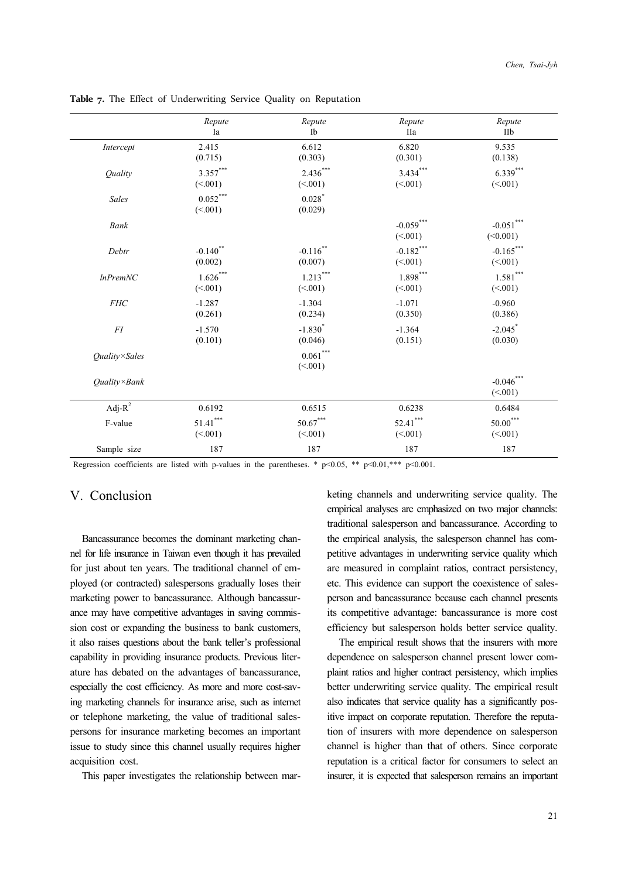**Table 7.** The Effect of Underwriting Service Quality on Reputation

| | *Repute* Ia | *Repute* Ib | *Repute* IIa | *Repute* IIb |
|---|---|---|---|---|
| *Intercept* | 2.415 (0.715) | 6.612 (0.303) | 6.820 (0.301) | 9.535 (0.138) |
| *Quality* | 3.357*** (<.001) | 2.436*** (<.001) | 3.434*** (<.001) | 6.339*** (<.001) |
| *Sales* | 0.052*** (<.001) | 0.028* (0.029) | | |
| *Bank* | | | -0.059*** (<.001) | -0.051*** (<0.001) |
| *Debtr* | -0.140** (0.002) | -0.116** (0.007) | -0.182*** (<.001) | -0.165*** (<.001) |
| *lnPremNC* | 1.626*** (<.001) | 1.213*** (<.001) | 1.898*** (<.001) | 1.581*** (<.001) |
| *FHC* | -1.287 (0.261) | -1.304 (0.234) | -1.071 (0.350) | -0.960 (0.386) |
| *FI* | -1.570 (0.101) | -1.830* (0.046) | -1.364 (0.151) | -2.045* (0.030) |
| *Quality×Sales* | | 0.061*** (<.001) | | |
| *Quality×Bank* | | | | -0.046*** (<.001) |
| Adj-$R^2$ | 0.6192 | 0.6515 | 0.6238 | 0.6484 |
| F-value | 51.41*** (<.001) | 50.67*** (<.001) | 52.41*** (<.001) | 50.00*** (<.001) |
| Sample size | 187 | 187 | 187 | 187 |

Regression coefficients are listed with p-values in the parentheses. * $p<0.05$, ** $p<0.01$,*** $p<0.001$.

## V. Conclusion

Bancassurance becomes the dominant marketing channel for life insurance in Taiwan even though it has prevailed for just about ten years. The traditional channel of employed (or contracted) salespersons gradually loses their marketing power to bancassurance. Although bancassurance may have competitive advantages in saving commission cost or expanding the business to bank customers, it also raises questions about the bank teller's professional capability in providing insurance products. Previous literature has debated on the advantages of bancassurance, especially the cost efficiency. As more and more cost-saving marketing channels for insurance arise, such as internet or telephone marketing, the value of traditional salespersons for insurance marketing becomes an important issue to study since this channel usually requires higher acquisition cost.

This paper investigates the relationship between marketing channels and underwriting service quality. The empirical analyses are emphasized on two major channels: traditional salesperson and bancassurance. According to the empirical analysis, the salesperson channel has competitive advantages in underwriting service quality which are measured in complaint ratios, contract persistency, etc. This evidence can support the coexistence of salesperson and bancassurance because each channel presents its competitive advantage: bancassurance is more cost efficiency but salesperson holds better service quality.

The empirical result shows that the insurers with more dependence on salesperson channel present lower complaint ratios and higher contract persistency, which implies better underwriting service quality. The empirical result also indicates that service quality has a significantly positive impact on corporate reputation. Therefore the reputation of insurers with more dependence on salesperson channel is higher than that of others. Since corporate reputation is a critical factor for consumers to select an insurer, it is expected that salesperson remains an important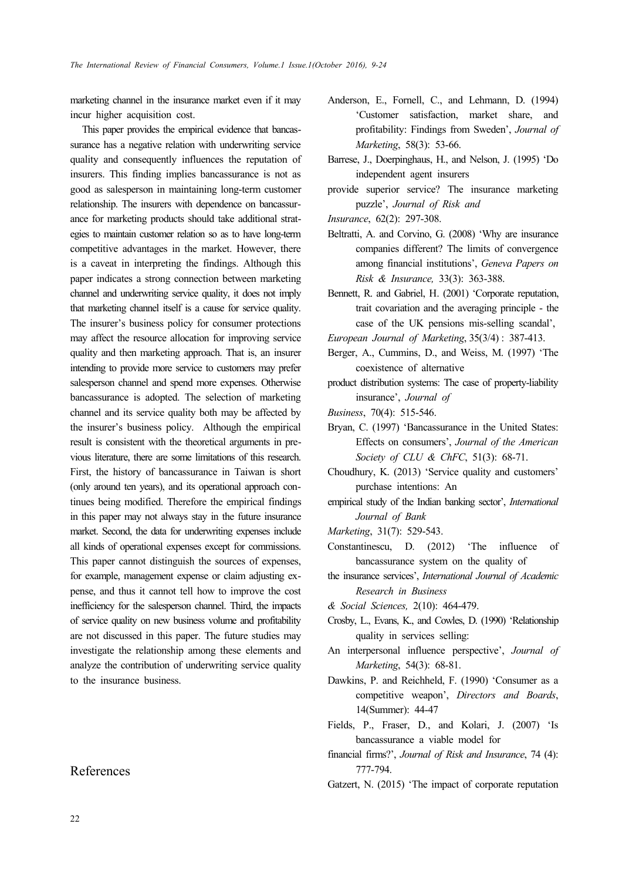marketing channel in the insurance market even if it may incur higher acquisition cost.

This paper provides the empirical evidence that bancassurance has a negative relation with underwriting service quality and consequently influences the reputation of insurers. This finding implies bancassurance is not as good as salesperson in maintaining long-term customer relationship. The insurers with dependence on bancassurance for marketing products should take additional strategies to maintain customer relation so as to have long-term competitive advantages in the market. However, there is a caveat in interpreting the findings. Although this paper indicates a strong connection between marketing channel and underwriting service quality, it does not imply that marketing channel itself is a cause for service quality. The insurer's business policy for consumer protections may affect the resource allocation for improving service quality and then marketing approach. That is, an insurer intending to provide more service to customers may prefer salesperson channel and spend more expenses. Otherwise bancassurance is adopted. The selection of marketing channel and its service quality both may be affected by the insurer's business policy. Although the empirical result is consistent with the theoretical arguments in previous literature, there are some limitations of this research. First, the history of bancassurance in Taiwan is short (only around ten years), and its operational approach continues being modified. Therefore the empirical findings in this paper may not always stay in the future insurance market. Second, the data for underwriting expenses include all kinds of operational expenses except for commissions. This paper cannot distinguish the sources of expenses, for example, management expense or claim adjusting expense, and thus it cannot tell how to improve the cost inefficiency for the salesperson channel. Third, the impacts of service quality on new business volume and profitability are not discussed in this paper. The future studies may investigate the relationship among these elements and analyze the contribution of underwriting service quality to the insurance business.

## References

Anderson, E., Fornell, C., and Lehmann, D. (1994) 'Customer satisfaction, market share, and profitability: Findings from Sweden', *Journal of Marketing*, 58(3): 53-66.

Barrese, J., Doerpinghaus, H., and Nelson, J. (1995) 'Do independent agent insurers provide superior service? The insurance marketing puzzle', *Journal of Risk and Insurance*, 62(2): 297-308.

Beltratti, A. and Corvino, G. (2008) 'Why are insurance companies different? The limits of convergence among financial institutions', *Geneva Papers on Risk & Insurance,* 33(3): 363-388.

Bennett, R. and Gabriel, H. (2001) 'Corporate reputation, trait covariation and the averaging principle - the case of the UK pensions mis-selling scandal', *European Journal of Marketing*, 35(3/4) : 387-413.

Berger, A., Cummins, D., and Weiss, M. (1997) 'The coexistence of alternative product distribution systems: The case of property-liability insurance', *Journal of Business*, 70(4): 515-546.

Bryan, C. (1997) 'Bancassurance in the United States: Effects on consumers', *Journal of the American Society of CLU & ChFC*, 51(3): 68-71.

Choudhury, K. (2013) 'Service quality and customers' purchase intentions: An empirical study of the Indian banking sector', *International Journal of Bank Marketing*, 31(7): 529-543.

Constantinescu, D. (2012) 'The influence of bancassurance system on the quality of the insurance services', *International Journal of Academic Research in Business & Social Sciences,* 2(10): 464-479.

Crosby, L., Evans, K., and Cowles, D. (1990) 'Relationship quality in services selling: An interpersonal influence perspective', *Journal of Marketing*, 54(3): 68-81.

Dawkins, P. and Reichheld, F. (1990) 'Consumer as a competitive weapon', *Directors and Boards*, 14(Summer): 44-47

Fields, P., Fraser, D., and Kolari, J. (2007) 'Is bancassurance a viable model for financial firms?', *Journal of Risk and Insurance*, 74 (4): 777-794.

Gatzert, N. (2015) 'The impact of corporate reputation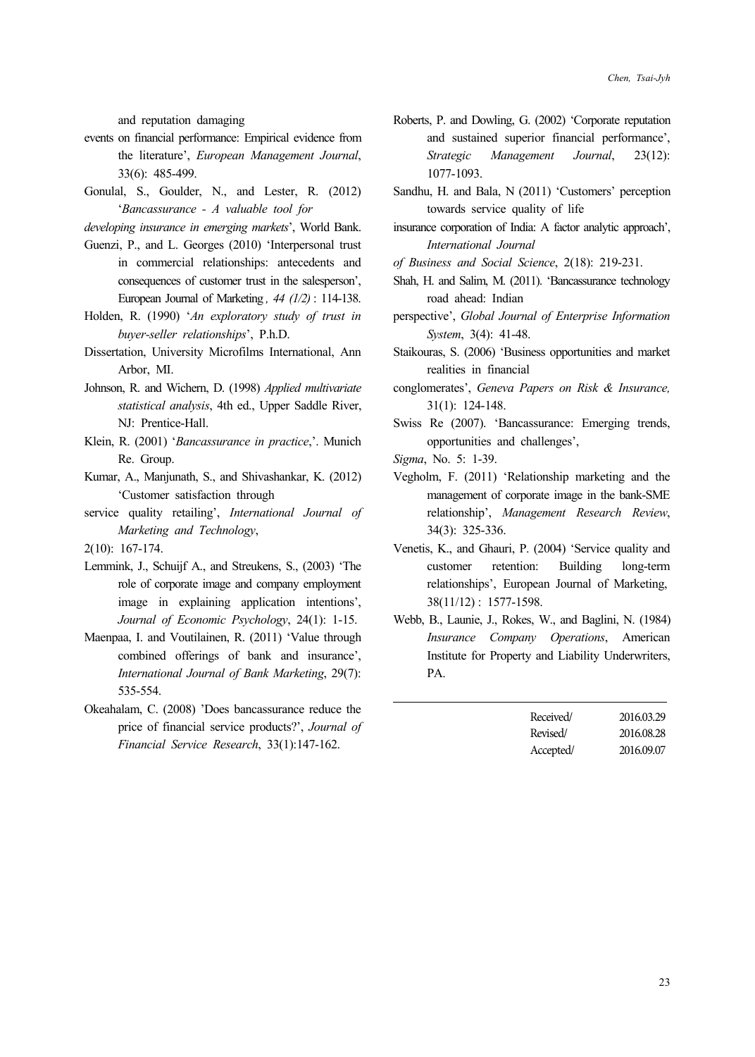and reputation damaging events on financial performance: Empirical evidence from the literature', *European Management Journal*, 33(6): 485-499.

Gonulal, S., Goulder, N., and Lester, R. (2012) '*Bancassurance - A valuable tool for developing insurance in emerging markets*', World Bank.

Guenzi, P., and L. Georges (2010) 'Interpersonal trust in commercial relationships: antecedents and consequences of customer trust in the salesperson', European Journal of Marketing*, 44 (1/2)* : 114-138.

Holden, R. (1990) '*An exploratory study of trust in buyer-seller relationships*', P.h.D. Dissertation, University Microfilms International, Ann Arbor, MI.

Johnson, R. and Wichern, D. (1998) *Applied multivariate statistical analysis*, 4th ed., Upper Saddle River, NJ: Prentice-Hall.

Klein, R. (2001) '*Bancassurance in practice*,'. Munich Re. Group.

Kumar, A., Manjunath, S., and Shivashankar, K. (2012) 'Customer satisfaction through service quality retailing', *International Journal of Marketing and Technology*, 2(10): 167-174.

Lemmink, J., Schuijf A., and Streukens, S., (2003) 'The role of corporate image and company employment image in explaining application intentions', *Journal of Economic Psychology*, 24(1): 1-15.

Maenpaa, I. and Voutilainen, R. (2011) 'Value through combined offerings of bank and insurance', *International Journal of Bank Marketing*, 29(7): 535-554.

Okeahalam, C. (2008) 'Does bancassurance reduce the price of financial service products?', *Journal of Financial Service Research*, 33(1):147-162.

Roberts, P. and Dowling, G. (2002) 'Corporate reputation and sustained superior financial performance', *Strategic Management Journal*, 23(12): 1077-1093.

Sandhu, H. and Bala, N (2011) 'Customers' perception towards service quality of life insurance corporation of India: A factor analytic approach', *International Journal of Business and Social Science*, 2(18): 219-231.

Shah, H. and Salim, M. (2011). 'Bancassurance technology road ahead: Indian perspective', *Global Journal of Enterprise Information System*, 3(4): 41-48.

Staikouras, S. (2006) 'Business opportunities and market realities in financial conglomerates', *Geneva Papers on Risk & Insurance,* 31(1): 124-148.

Swiss Re (2007). 'Bancassurance: Emerging trends, opportunities and challenges', *Sigma*, No. 5: 1-39.

Vegholm, F. (2011) 'Relationship marketing and the management of corporate image in the bank-SME relationship', *Management Research Review*, 34(3): 325-336.

Venetis, K., and Ghauri, P. (2004) 'Service quality and customer retention: Building long-term relationships', European Journal of Marketing, 38(11/12) : 1577-1598.

Webb, B., Launie, J., Rokes, W., and Baglini, N. (1984) *Insurance Company Operations*, American Institute for Property and Liability Underwriters, PA.

---

Received/ 2016.03.29
Revised/ 2016.08.28
Accepted/ 2016.09.07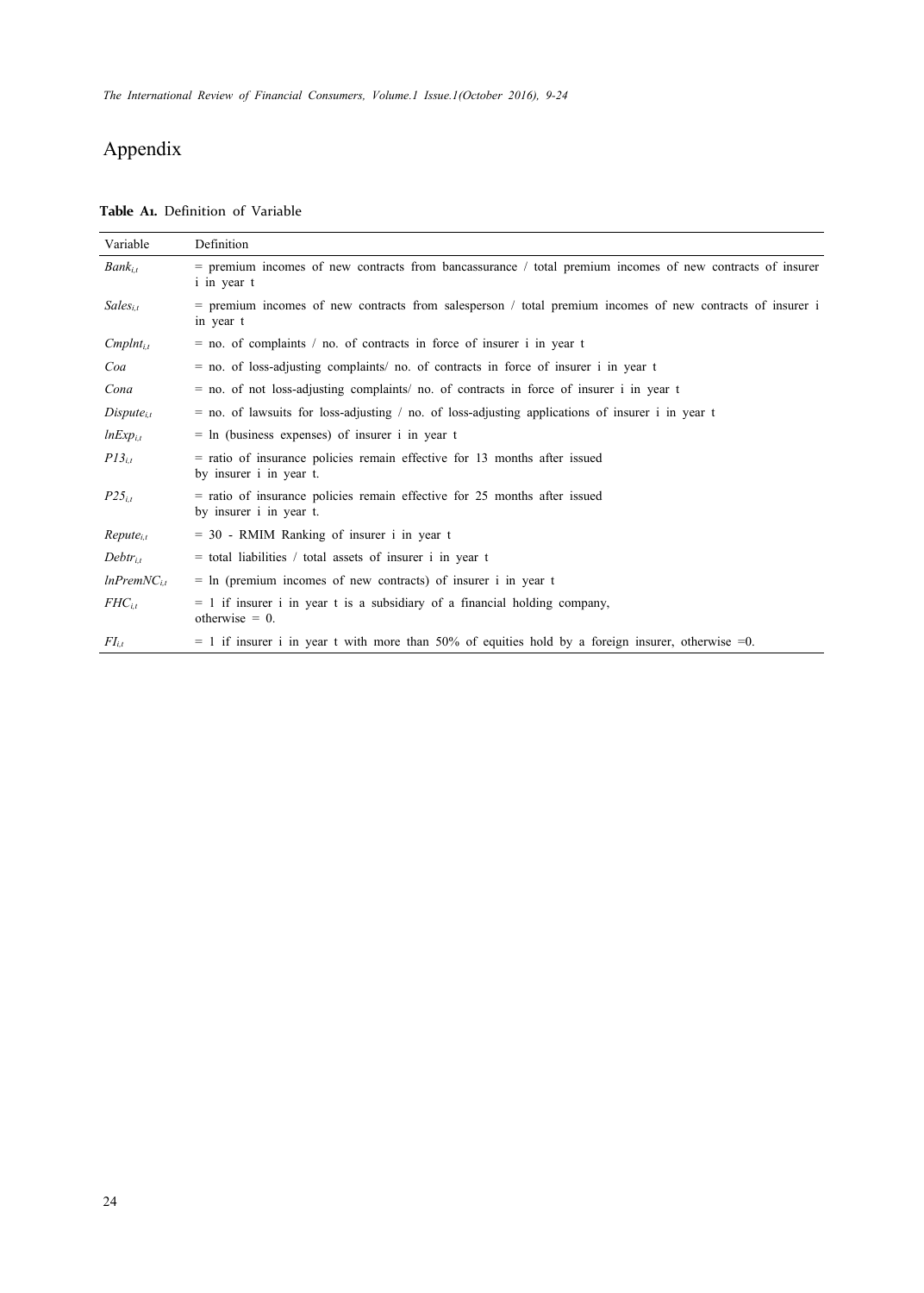# Appendix

**Table A1.** Definition of Variable

| Variable | Definition |
|---|---|
| $Bank_{i,t}$ | = premium incomes of new contracts from bancassurance / total premium incomes of new contracts of insurer i in year t |
| $Sales_{i,t}$ | = premium incomes of new contracts from salesperson / total premium incomes of new contracts of insurer i in year t |
| $Cmplnt_{i,t}$ | = no. of complaints / no. of contracts in force of insurer i in year t |
| $Coa$ | = no. of loss-adjusting complaints/ no. of contracts in force of insurer i in year t |
| $Cona$ | = no. of not loss-adjusting complaints/ no. of contracts in force of insurer i in year t |
| $Dispute_{i,t}$ | = no. of lawsuits for loss-adjusting / no. of loss-adjusting applications of insurer i in year t |
| $lnExp_{i,t}$ | = ln (business expenses) of insurer i in year t |
| $P13_{i,t}$ | = ratio of insurance policies remain effective for 13 months after issued by insurer i in year t. |
| $P25_{i,t}$ | = ratio of insurance policies remain effective for 25 months after issued by insurer i in year t. |
| $Repute_{i,t}$ | = 30 - RMIM Ranking of insurer i in year t |
| $Debtr_{i,t}$ | = total liabilities / total assets of insurer i in year t |
| $lnPremNC_{i,t}$ | = ln (premium incomes of new contracts) of insurer i in year t |
| $FHC_{i,t}$ | = 1 if insurer i in year t is a subsidiary of a financial holding company, otherwise = 0. |
| $FI_{i,t}$ | = 1 if insurer i in year t with more than 50% of equities hold by a foreign insurer, otherwise =0. |